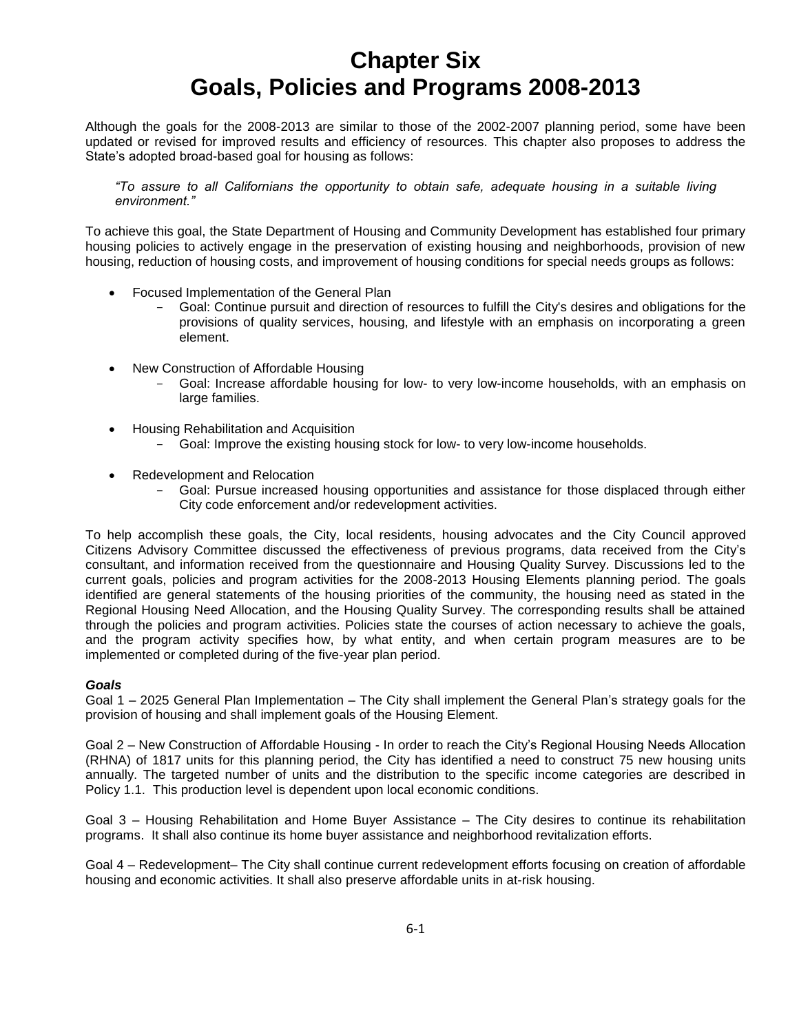# Chapter Six
# Goals, Policies and Programs 2008-2013

Although the goals for the 2008-2013 are similar to those of the 2002-2007 planning period, some have been updated or revised for improved results and efficiency of resources. This chapter also proposes to address the State's adopted broad-based goal for housing as follows:

> *"To assure to all Californians the opportunity to obtain safe, adequate housing in a suitable living environment."*

To achieve this goal, the State Department of Housing and Community Development has established four primary housing policies to actively engage in the preservation of existing housing and neighborhoods, provision of new housing, reduction of housing costs, and improvement of housing conditions for special needs groups as follows:

- Focused Implementation of the General Plan
  - Goal: Continue pursuit and direction of resources to fulfill the City's desires and obligations for the provisions of quality services, housing, and lifestyle with an emphasis on incorporating a green element.
- New Construction of Affordable Housing
  - Goal: Increase affordable housing for low- to very low-income households, with an emphasis on large families.
- Housing Rehabilitation and Acquisition
  - Goal: Improve the existing housing stock for low- to very low-income households.
- Redevelopment and Relocation
  - Goal: Pursue increased housing opportunities and assistance for those displaced through either City code enforcement and/or redevelopment activities.

To help accomplish these goals, the City, local residents, housing advocates and the City Council approved Citizens Advisory Committee discussed the effectiveness of previous programs, data received from the City's consultant, and information received from the questionnaire and Housing Quality Survey. Discussions led to the current goals, policies and program activities for the 2008-2013 Housing Elements planning period. The goals identified are general statements of the housing priorities of the community, the housing need as stated in the Regional Housing Need Allocation, and the Housing Quality Survey. The corresponding results shall be attained through the policies and program activities. Policies state the courses of action necessary to achieve the goals, and the program activity specifies how, by what entity, and when certain program measures are to be implemented or completed during of the five-year plan period.

***Goals***

Goal 1 – 2025 General Plan Implementation – The City shall implement the General Plan's strategy goals for the provision of housing and shall implement goals of the Housing Element.

Goal 2 – New Construction of Affordable Housing - In order to reach the City's Regional Housing Needs Allocation (RHNA) of 1817 units for this planning period, the City has identified a need to construct 75 new housing units annually. The targeted number of units and the distribution to the specific income categories are described in Policy 1.1. This production level is dependent upon local economic conditions.

Goal 3 – Housing Rehabilitation and Home Buyer Assistance – The City desires to continue its rehabilitation programs. It shall also continue its home buyer assistance and neighborhood revitalization efforts.

Goal 4 – Redevelopment– The City shall continue current redevelopment efforts focusing on creation of affordable housing and economic activities. It shall also preserve affordable units in at-risk housing.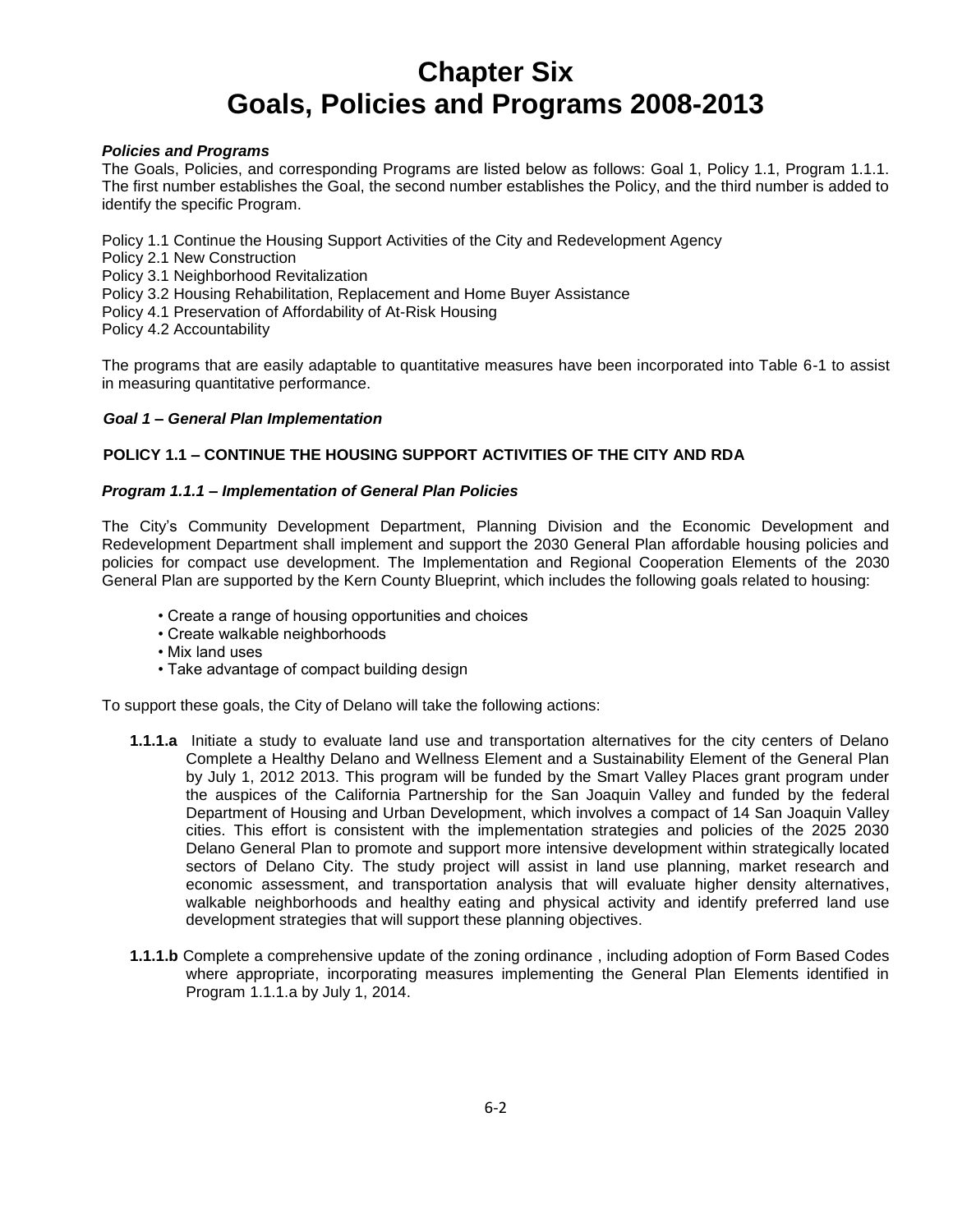# Chapter Six
# Goals, Policies and Programs 2008-2013

***Policies and Programs***

The Goals, Policies, and corresponding Programs are listed below as follows: Goal 1, Policy 1.1, Program 1.1.1. The first number establishes the Goal, the second number establishes the Policy, and the third number is added to identify the specific Program.

Policy 1.1 Continue the Housing Support Activities of the City and Redevelopment Agency
Policy 2.1 New Construction
Policy 3.1 Neighborhood Revitalization
Policy 3.2 Housing Rehabilitation, Replacement and Home Buyer Assistance
Policy 4.1 Preservation of Affordability of At-Risk Housing
Policy 4.2 Accountability

The programs that are easily adaptable to quantitative measures have been incorporated into Table 6-1 to assist in measuring quantitative performance.

***Goal 1 – General Plan Implementation***

**POLICY 1.1 – CONTINUE THE HOUSING SUPPORT ACTIVITIES OF THE CITY AND RDA**

***Program 1.1.1 – Implementation of General Plan Policies***

The City's Community Development Department, Planning Division and the Economic Development and Redevelopment Department shall implement and support the 2030 General Plan affordable housing policies and policies for compact use development. The Implementation and Regional Cooperation Elements of the 2030 General Plan are supported by the Kern County Blueprint, which includes the following goals related to housing:

- Create a range of housing opportunities and choices
- Create walkable neighborhoods
- Mix land uses
- Take advantage of compact building design

To support these goals, the City of Delano will take the following actions:

**1.1.1.a** Initiate a study to evaluate land use and transportation alternatives for the city centers of Delano Complete a Healthy Delano and Wellness Element and a Sustainability Element of the General Plan by July 1, 2012 2013. This program will be funded by the Smart Valley Places grant program under the auspices of the California Partnership for the San Joaquin Valley and funded by the federal Department of Housing and Urban Development, which involves a compact of 14 San Joaquin Valley cities. This effort is consistent with the implementation strategies and policies of the 2025 2030 Delano General Plan to promote and support more intensive development within strategically located sectors of Delano City. The study project will assist in land use planning, market research and economic assessment, and transportation analysis that will evaluate higher density alternatives, walkable neighborhoods and healthy eating and physical activity and identify preferred land use development strategies that will support these planning objectives.

**1.1.1.b** Complete a comprehensive update of the zoning ordinance , including adoption of Form Based Codes where appropriate, incorporating measures implementing the General Plan Elements identified in Program 1.1.1.a by July 1, 2014.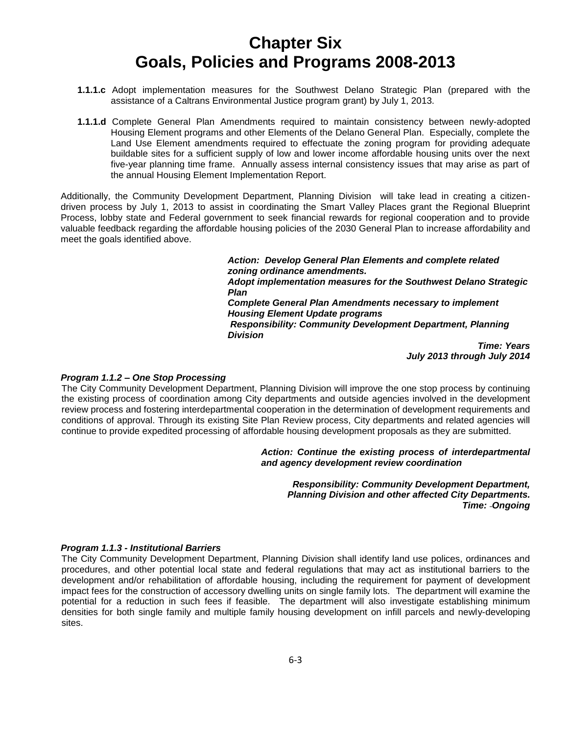# Chapter Six
# Goals, Policies and Programs 2008-2013

**1.1.1.c** Adopt implementation measures for the Southwest Delano Strategic Plan (prepared with the assistance of a Caltrans Environmental Justice program grant) by July 1, 2013.

**1.1.1.d** Complete General Plan Amendments required to maintain consistency between newly-adopted Housing Element programs and other Elements of the Delano General Plan. Especially, complete the Land Use Element amendments required to effectuate the zoning program for providing adequate buildable sites for a sufficient supply of low and lower income affordable housing units over the next five-year planning time frame. Annually assess internal consistency issues that may arise as part of the annual Housing Element Implementation Report.

Additionally, the Community Development Department, Planning Division will take lead in creating a citizen-driven process by July 1, 2013 to assist in coordinating the Smart Valley Places grant the Regional Blueprint Process, lobby state and Federal government to seek financial rewards for regional cooperation and to provide valuable feedback regarding the affordable housing policies of the 2030 General Plan to increase affordability and meet the goals identified above.

***Action: Develop General Plan Elements and complete related zoning ordinance amendments.***
***Adopt implementation measures for the Southwest Delano Strategic Plan***
***Complete General Plan Amendments necessary to implement Housing Element Update programs***
***Responsibility: Community Development Department, Planning Division***

***Time: Years***
***July 2013 through July 2014***

***Program 1.1.2 – One Stop Processing***

The City Community Development Department, Planning Division will improve the one stop process by continuing the existing process of coordination among City departments and outside agencies involved in the development review process and fostering interdepartmental cooperation in the determination of development requirements and conditions of approval. Through its existing Site Plan Review process, City departments and related agencies will continue to provide expedited processing of affordable housing development proposals as they are submitted.

***Action: Continue the existing process of interdepartmental and agency development review coordination***

***Responsibility: Community Development Department, Planning Division and other affected City Departments.***
***Time: Ongoing***

***Program 1.1.3 - Institutional Barriers***

The City Community Development Department, Planning Division shall identify land use polices, ordinances and procedures, and other potential local state and federal regulations that may act as institutional barriers to the development and/or rehabilitation of affordable housing, including the requirement for payment of development impact fees for the construction of accessory dwelling units on single family lots. The department will examine the potential for a reduction in such fees if feasible. The department will also investigate establishing minimum densities for both single family and multiple family housing development on infill parcels and newly-developing sites.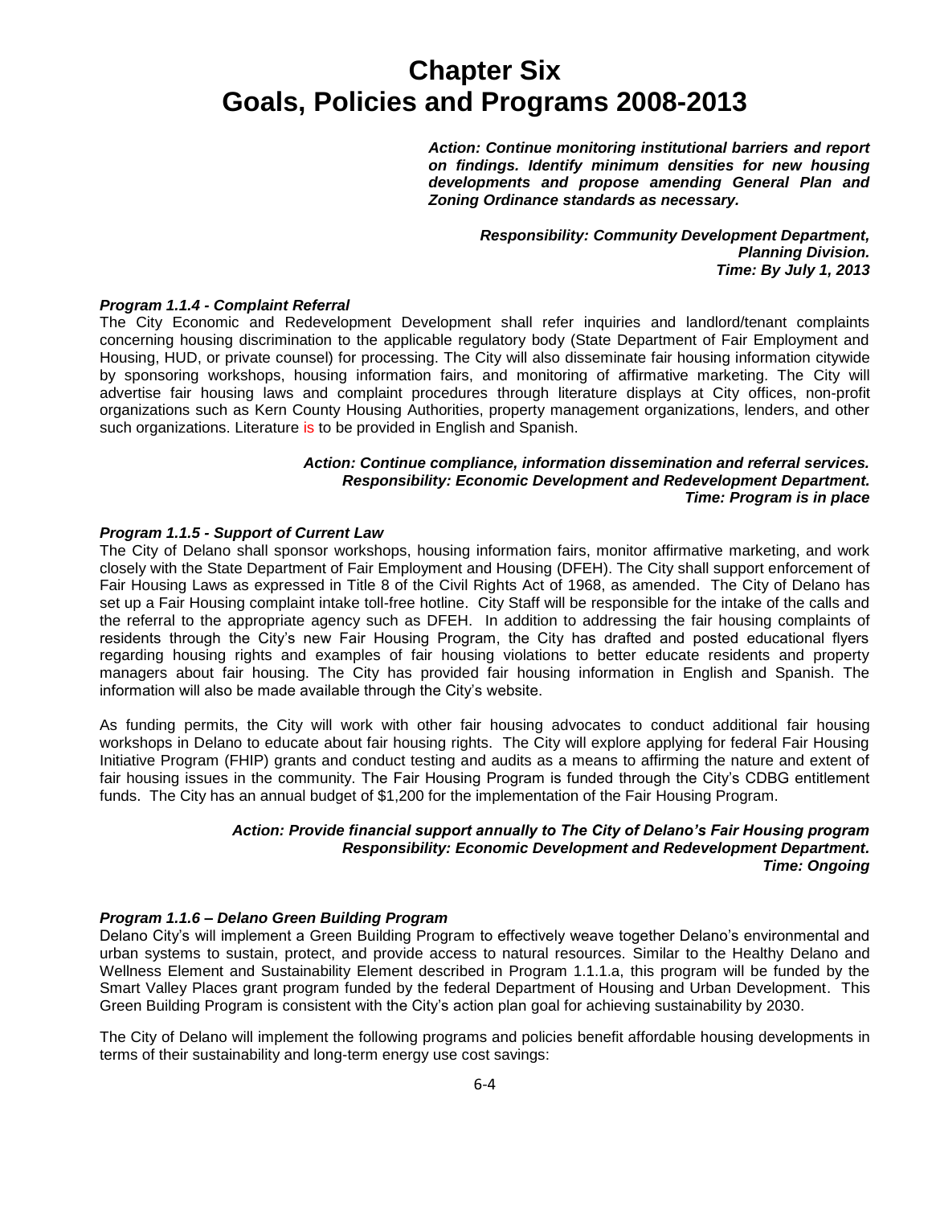# Chapter Six
# Goals, Policies and Programs 2008-2013

***Action: Continue monitoring institutional barriers and report on findings. Identify minimum densities for new housing developments and propose amending General Plan and Zoning Ordinance standards as necessary.***

***Responsibility: Community Development Department, Planning Division.***
***Time: By July 1, 2013***

***Program 1.1.4 - Complaint Referral***

The City Economic and Redevelopment Development shall refer inquiries and landlord/tenant complaints concerning housing discrimination to the applicable regulatory body (State Department of Fair Employment and Housing, HUD, or private counsel) for processing. The City will also disseminate fair housing information citywide by sponsoring workshops, housing information fairs, and monitoring of affirmative marketing. The City will advertise fair housing laws and complaint procedures through literature displays at City offices, non-profit organizations such as Kern County Housing Authorities, property management organizations, lenders, and other such organizations. Literature is to be provided in English and Spanish.

***Action: Continue compliance, information dissemination and referral services.***
***Responsibility: Economic Development and Redevelopment Department.***
***Time: Program is in place***

***Program 1.1.5 - Support of Current Law***

The City of Delano shall sponsor workshops, housing information fairs, monitor affirmative marketing, and work closely with the State Department of Fair Employment and Housing (DFEH). The City shall support enforcement of Fair Housing Laws as expressed in Title 8 of the Civil Rights Act of 1968, as amended. The City of Delano has set up a Fair Housing complaint intake toll-free hotline. City Staff will be responsible for the intake of the calls and the referral to the appropriate agency such as DFEH. In addition to addressing the fair housing complaints of residents through the City's new Fair Housing Program, the City has drafted and posted educational flyers regarding housing rights and examples of fair housing violations to better educate residents and property managers about fair housing. The City has provided fair housing information in English and Spanish. The information will also be made available through the City's website.

As funding permits, the City will work with other fair housing advocates to conduct additional fair housing workshops in Delano to educate about fair housing rights. The City will explore applying for federal Fair Housing Initiative Program (FHIP) grants and conduct testing and audits as a means to affirming the nature and extent of fair housing issues in the community. The Fair Housing Program is funded through the City's CDBG entitlement funds. The City has an annual budget of $1,200 for the implementation of the Fair Housing Program.

***Action: Provide financial support annually to The City of Delano's Fair Housing program***
***Responsibility: Economic Development and Redevelopment Department.***
***Time: Ongoing***

***Program 1.1.6 – Delano Green Building Program***

Delano City's will implement a Green Building Program to effectively weave together Delano's environmental and urban systems to sustain, protect, and provide access to natural resources. Similar to the Healthy Delano and Wellness Element and Sustainability Element described in Program 1.1.1.a, this program will be funded by the Smart Valley Places grant program funded by the federal Department of Housing and Urban Development. This Green Building Program is consistent with the City's action plan goal for achieving sustainability by 2030.

The City of Delano will implement the following programs and policies benefit affordable housing developments in terms of their sustainability and long-term energy use cost savings: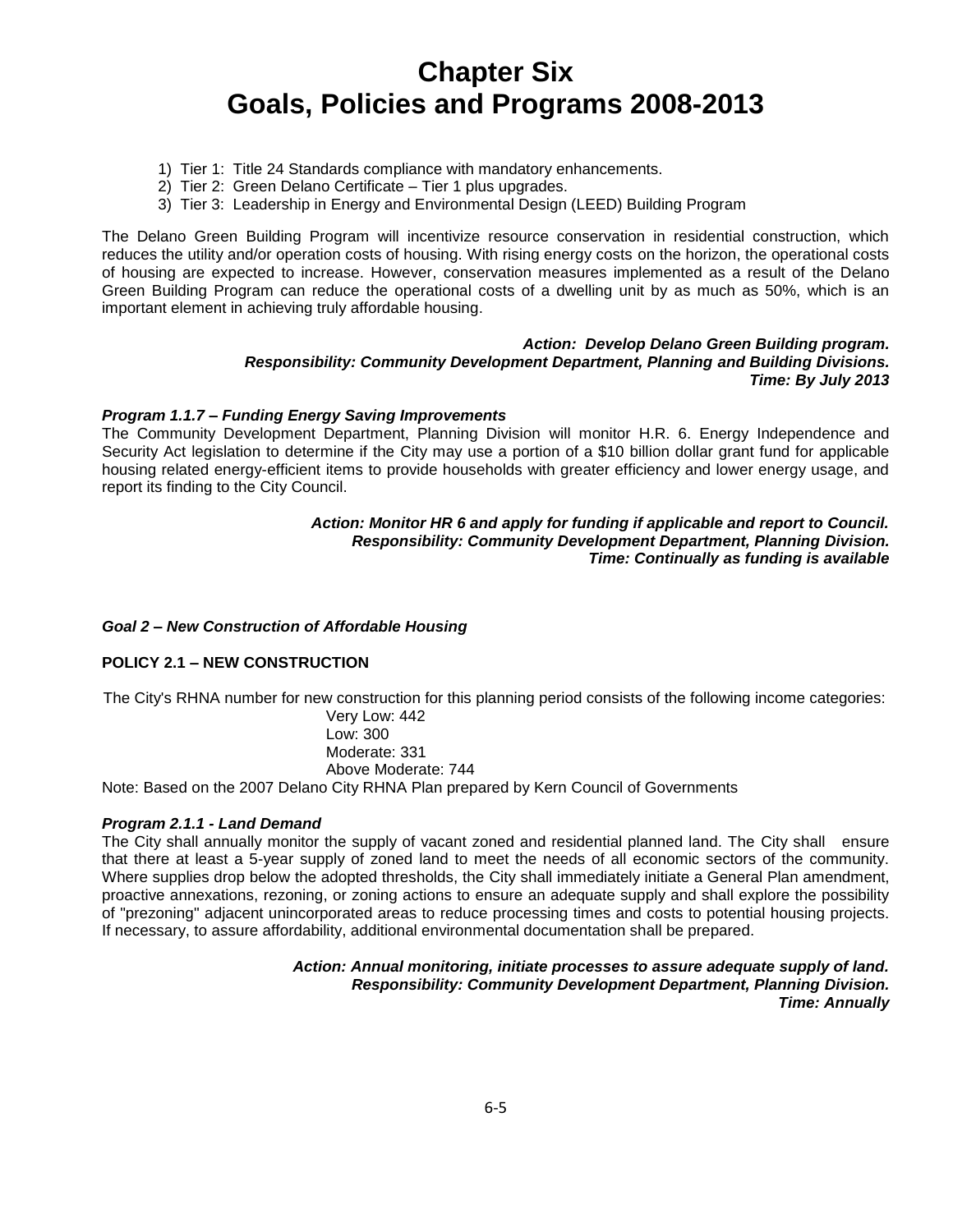# Chapter Six
# Goals, Policies and Programs 2008-2013

1) Tier 1: Title 24 Standards compliance with mandatory enhancements.
2) Tier 2: Green Delano Certificate – Tier 1 plus upgrades.
3) Tier 3: Leadership in Energy and Environmental Design (LEED) Building Program

The Delano Green Building Program will incentivize resource conservation in residential construction, which reduces the utility and/or operation costs of housing. With rising energy costs on the horizon, the operational costs of housing are expected to increase. However, conservation measures implemented as a result of the Delano Green Building Program can reduce the operational costs of a dwelling unit by as much as 50%, which is an important element in achieving truly affordable housing.

***Action: Develop Delano Green Building program.***
***Responsibility: Community Development Department, Planning and Building Divisions.***
***Time: By July 2013***

***Program 1.1.7 – Funding Energy Saving Improvements***

The Community Development Department, Planning Division will monitor H.R. 6. Energy Independence and Security Act legislation to determine if the City may use a portion of a $10 billion dollar grant fund for applicable housing related energy-efficient items to provide households with greater efficiency and lower energy usage, and report its finding to the City Council.

***Action: Monitor HR 6 and apply for funding if applicable and report to Council.***
***Responsibility: Community Development Department, Planning Division.***
***Time: Continually as funding is available***

***Goal 2 – New Construction of Affordable Housing***

**POLICY 2.1 – NEW CONSTRUCTION**

The City's RHNA number for new construction for this planning period consists of the following income categories:

Very Low: 442
Low: 300
Moderate: 331
Above Moderate: 744

Note: Based on the 2007 Delano City RHNA Plan prepared by Kern Council of Governments

***Program 2.1.1 - Land Demand***

The City shall annually monitor the supply of vacant zoned and residential planned land. The City shall ensure that there at least a 5-year supply of zoned land to meet the needs of all economic sectors of the community. Where supplies drop below the adopted thresholds, the City shall immediately initiate a General Plan amendment, proactive annexations, rezoning, or zoning actions to ensure an adequate supply and shall explore the possibility of "prezoning" adjacent unincorporated areas to reduce processing times and costs to potential housing projects. If necessary, to assure affordability, additional environmental documentation shall be prepared.

***Action: Annual monitoring, initiate processes to assure adequate supply of land.***
***Responsibility: Community Development Department, Planning Division.***
***Time: Annually***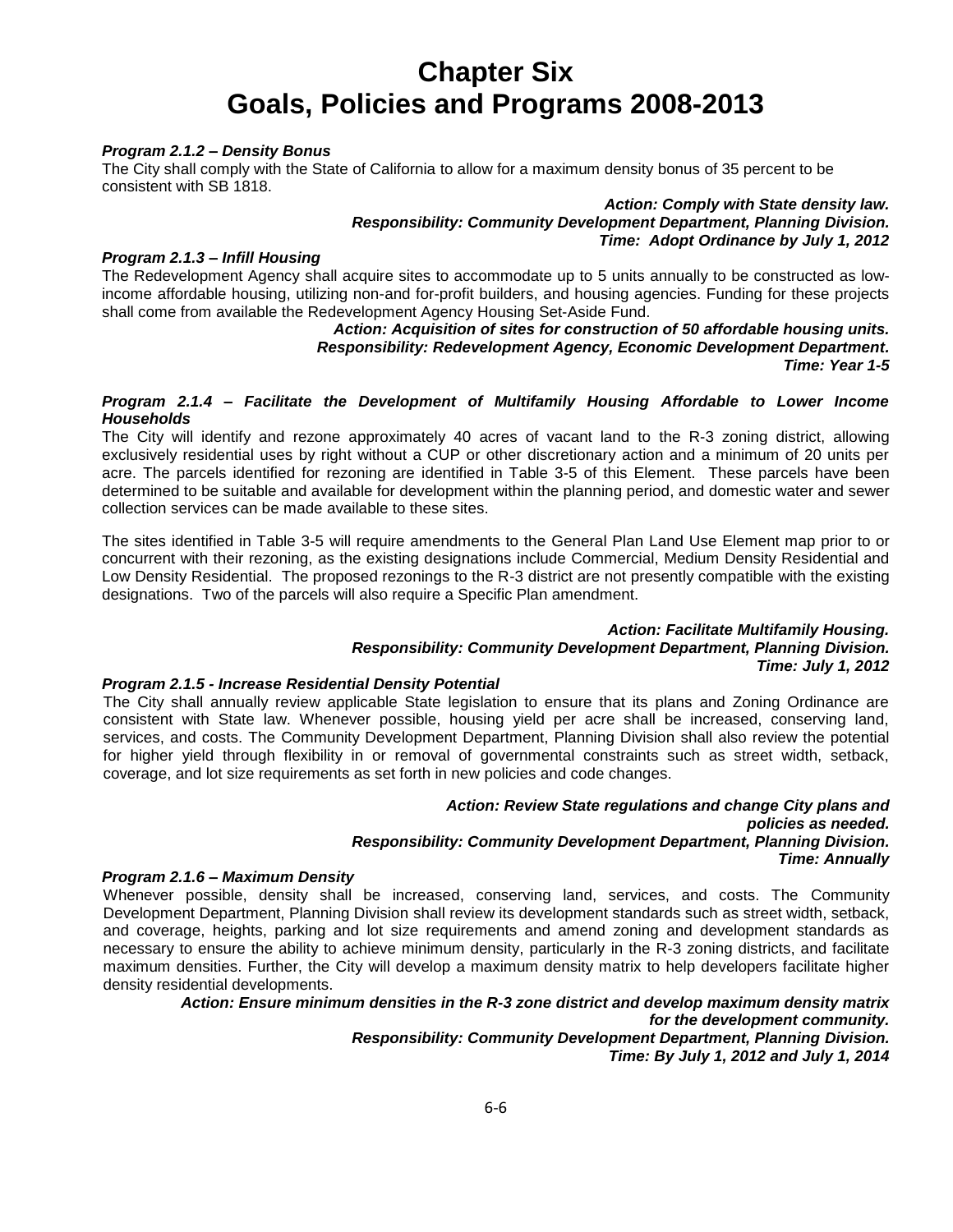# Chapter Six
# Goals, Policies and Programs 2008-2013

***Program 2.1.2 – Density Bonus***

The City shall comply with the State of California to allow for a maximum density bonus of 35 percent to be consistent with SB 1818.

***Action: Comply with State density law.***
***Responsibility: Community Development Department, Planning Division.***
***Time: Adopt Ordinance by July 1, 2012***

***Program 2.1.3 – Infill Housing***

The Redevelopment Agency shall acquire sites to accommodate up to 5 units annually to be constructed as low-income affordable housing, utilizing non-and for-profit builders, and housing agencies. Funding for these projects shall come from available the Redevelopment Agency Housing Set-Aside Fund.

***Action: Acquisition of sites for construction of 50 affordable housing units.***
***Responsibility: Redevelopment Agency, Economic Development Department.***
***Time: Year 1-5***

***Program 2.1.4 – Facilitate the Development of Multifamily Housing Affordable to Lower Income Households***

The City will identify and rezone approximately 40 acres of vacant land to the R-3 zoning district, allowing exclusively residential uses by right without a CUP or other discretionary action and a minimum of 20 units per acre. The parcels identified for rezoning are identified in Table 3-5 of this Element. These parcels have been determined to be suitable and available for development within the planning period, and domestic water and sewer collection services can be made available to these sites.

The sites identified in Table 3-5 will require amendments to the General Plan Land Use Element map prior to or concurrent with their rezoning, as the existing designations include Commercial, Medium Density Residential and Low Density Residential. The proposed rezonings to the R-3 district are not presently compatible with the existing designations. Two of the parcels will also require a Specific Plan amendment.

***Action: Facilitate Multifamily Housing.***
***Responsibility: Community Development Department, Planning Division.***
***Time: July 1, 2012***

***Program 2.1.5 - Increase Residential Density Potential***

The City shall annually review applicable State legislation to ensure that its plans and Zoning Ordinance are consistent with State law. Whenever possible, housing yield per acre shall be increased, conserving land, services, and costs. The Community Development Department, Planning Division shall also review the potential for higher yield through flexibility in or removal of governmental constraints such as street width, setback, coverage, and lot size requirements as set forth in new policies and code changes.

***Action: Review State regulations and change City plans and policies as needed.***
***Responsibility: Community Development Department, Planning Division.***
***Time: Annually***

***Program 2.1.6 – Maximum Density***

Whenever possible, density shall be increased, conserving land, services, and costs. The Community Development Department, Planning Division shall review its development standards such as street width, setback, and coverage, heights, parking and lot size requirements and amend zoning and development standards as necessary to ensure the ability to achieve minimum density, particularly in the R-3 zoning districts, and facilitate maximum densities. Further, the City will develop a maximum density matrix to help developers facilitate higher density residential developments.

***Action: Ensure minimum densities in the R-3 zone district and develop maximum density matrix for the development community.***
***Responsibility: Community Development Department, Planning Division.***
***Time: By July 1, 2012 and July 1, 2014***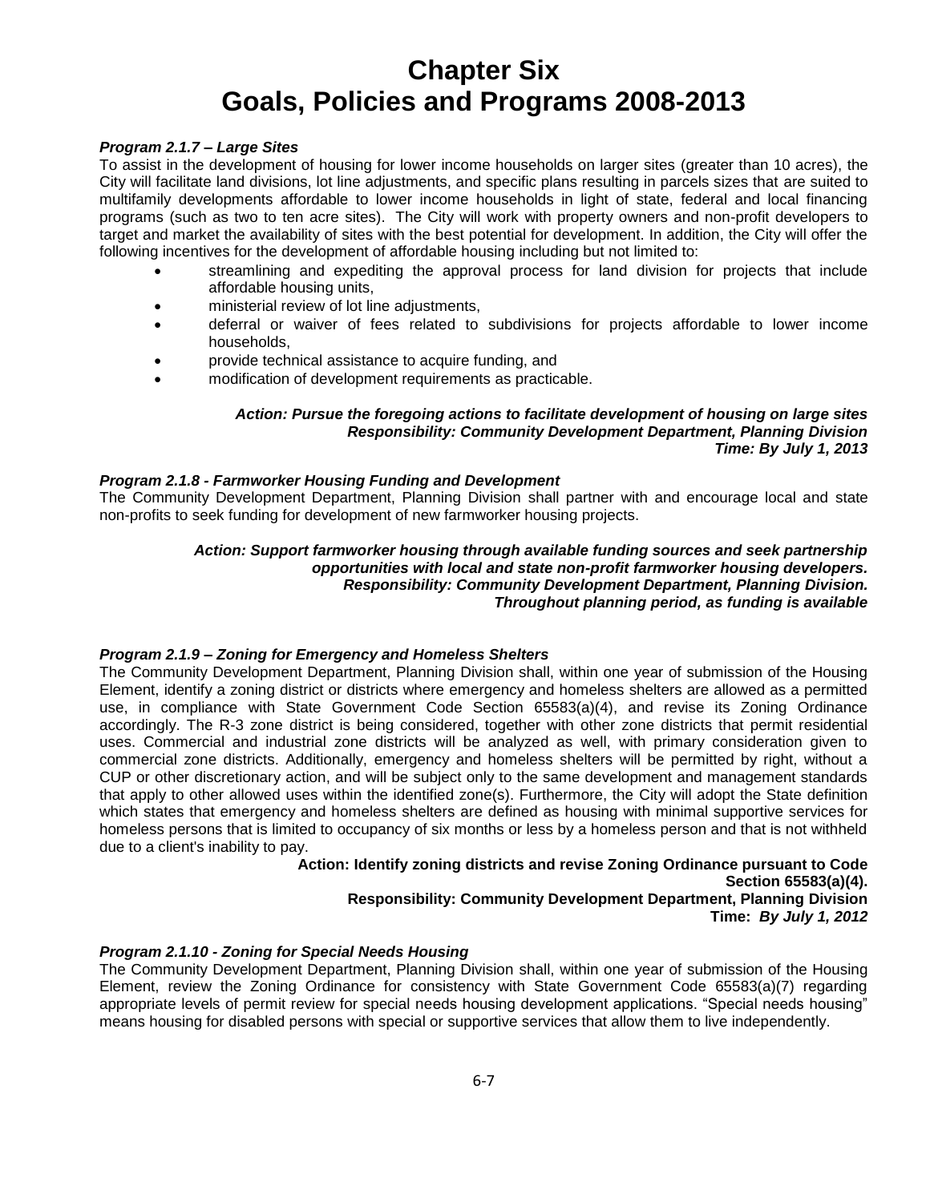# Chapter Six
# Goals, Policies and Programs 2008-2013

***Program 2.1.7 – Large Sites***

To assist in the development of housing for lower income households on larger sites (greater than 10 acres), the City will facilitate land divisions, lot line adjustments, and specific plans resulting in parcels sizes that are suited to multifamily developments affordable to lower income households in light of state, federal and local financing programs (such as two to ten acre sites). The City will work with property owners and non-profit developers to target and market the availability of sites with the best potential for development. In addition, the City will offer the following incentives for the development of affordable housing including but not limited to:

- streamlining and expediting the approval process for land division for projects that include affordable housing units,
- ministerial review of lot line adjustments,
- deferral or waiver of fees related to subdivisions for projects affordable to lower income households,
- provide technical assistance to acquire funding, and
- modification of development requirements as practicable.

***Action: Pursue the foregoing actions to facilitate development of housing on large sites***
***Responsibility: Community Development Department, Planning Division***
***Time: By July 1, 2013***

***Program 2.1.8 - Farmworker Housing Funding and Development***

The Community Development Department, Planning Division shall partner with and encourage local and state non-profits to seek funding for development of new farmworker housing projects.

***Action: Support farmworker housing through available funding sources and seek partnership opportunities with local and state non-profit farmworker housing developers.***
***Responsibility: Community Development Department, Planning Division.***
***Throughout planning period, as funding is available***

***Program 2.1.9 – Zoning for Emergency and Homeless Shelters***

The Community Development Department, Planning Division shall, within one year of submission of the Housing Element, identify a zoning district or districts where emergency and homeless shelters are allowed as a permitted use, in compliance with State Government Code Section 65583(a)(4), and revise its Zoning Ordinance accordingly. The R-3 zone district is being considered, together with other zone districts that permit residential uses. Commercial and industrial zone districts will be analyzed as well, with primary consideration given to commercial zone districts. Additionally, emergency and homeless shelters will be permitted by right, without a CUP or other discretionary action, and will be subject only to the same development and management standards that apply to other allowed uses within the identified zone(s). Furthermore, the City will adopt the State definition which states that emergency and homeless shelters are defined as housing with minimal supportive services for homeless persons that is limited to occupancy of six months or less by a homeless person and that is not withheld due to a client's inability to pay.

**Action: Identify zoning districts and revise Zoning Ordinance pursuant to Code Section 65583(a)(4).**
**Responsibility: Community Development Department, Planning Division**
**Time:** ***By July 1, 2012***

***Program 2.1.10 - Zoning for Special Needs Housing***

The Community Development Department, Planning Division shall, within one year of submission of the Housing Element, review the Zoning Ordinance for consistency with State Government Code 65583(a)(7) regarding appropriate levels of permit review for special needs housing development applications. "Special needs housing" means housing for disabled persons with special or supportive services that allow them to live independently.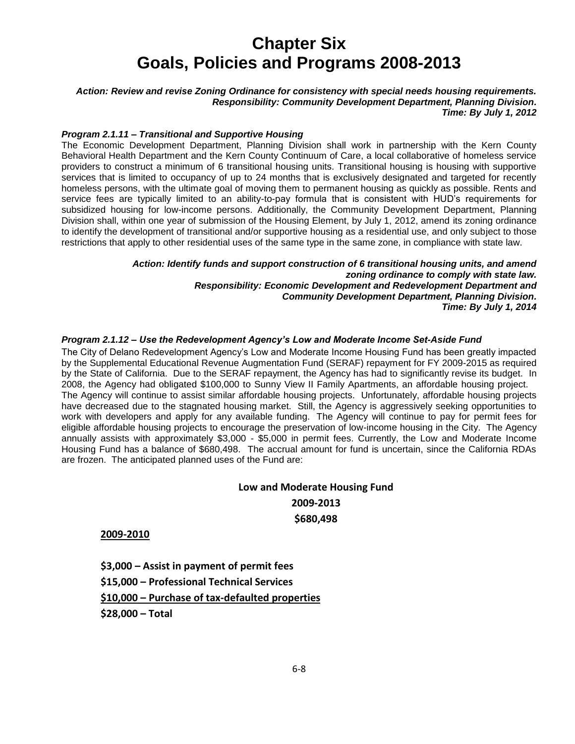# Chapter Six
# Goals, Policies and Programs 2008-2013

***Action: Review and revise Zoning Ordinance for consistency with special needs housing requirements.***
***Responsibility: Community Development Department, Planning Division.***
***Time: By July 1, 2012***

***Program 2.1.11 – Transitional and Supportive Housing***

The Economic Development Department, Planning Division shall work in partnership with the Kern County Behavioral Health Department and the Kern County Continuum of Care, a local collaborative of homeless service providers to construct a minimum of 6 transitional housing units. Transitional housing is housing with supportive services that is limited to occupancy of up to 24 months that is exclusively designated and targeted for recently homeless persons, with the ultimate goal of moving them to permanent housing as quickly as possible. Rents and service fees are typically limited to an ability-to-pay formula that is consistent with HUD's requirements for subsidized housing for low-income persons. Additionally, the Community Development Department, Planning Division shall, within one year of submission of the Housing Element, by July 1, 2012, amend its zoning ordinance to identify the development of transitional and/or supportive housing as a residential use, and only subject to those restrictions that apply to other residential uses of the same type in the same zone, in compliance with state law.

***Action: Identify funds and support construction of 6 transitional housing units, and amend zoning ordinance to comply with state law.***
***Responsibility: Economic Development and Redevelopment Department and Community Development Department, Planning Division.***
***Time: By July 1, 2014***

***Program 2.1.12 – Use the Redevelopment Agency's Low and Moderate Income Set-Aside Fund***

The City of Delano Redevelopment Agency's Low and Moderate Income Housing Fund has been greatly impacted by the Supplemental Educational Revenue Augmentation Fund (SERAF) repayment for FY 2009-2015 as required by the State of California. Due to the SERAF repayment, the Agency has had to significantly revise its budget. In 2008, the Agency had obligated $100,000 to Sunny View II Family Apartments, an affordable housing project. The Agency will continue to assist similar affordable housing projects. Unfortunately, affordable housing projects have decreased due to the stagnated housing market. Still, the Agency is aggressively seeking opportunities to work with developers and apply for any available funding. The Agency will continue to pay for permit fees for eligible affordable housing projects to encourage the preservation of low-income housing in the City. The Agency annually assists with approximately $3,000 - $5,000 in permit fees. Currently, the Low and Moderate Income Housing Fund has a balance of $680,498. The accrual amount for fund is uncertain, since the California RDAs are frozen. The anticipated planned uses of the Fund are:

**Low and Moderate Housing Fund**
**2009-2013**
**$680,498**

**<u>2009-2010</u>**

**$3,000 – Assist in payment of permit fees**
**$15,000 – Professional Technical Services**
**<u>$10,000 – Purchase of tax-defaulted properties</u>**
**$28,000 – Total**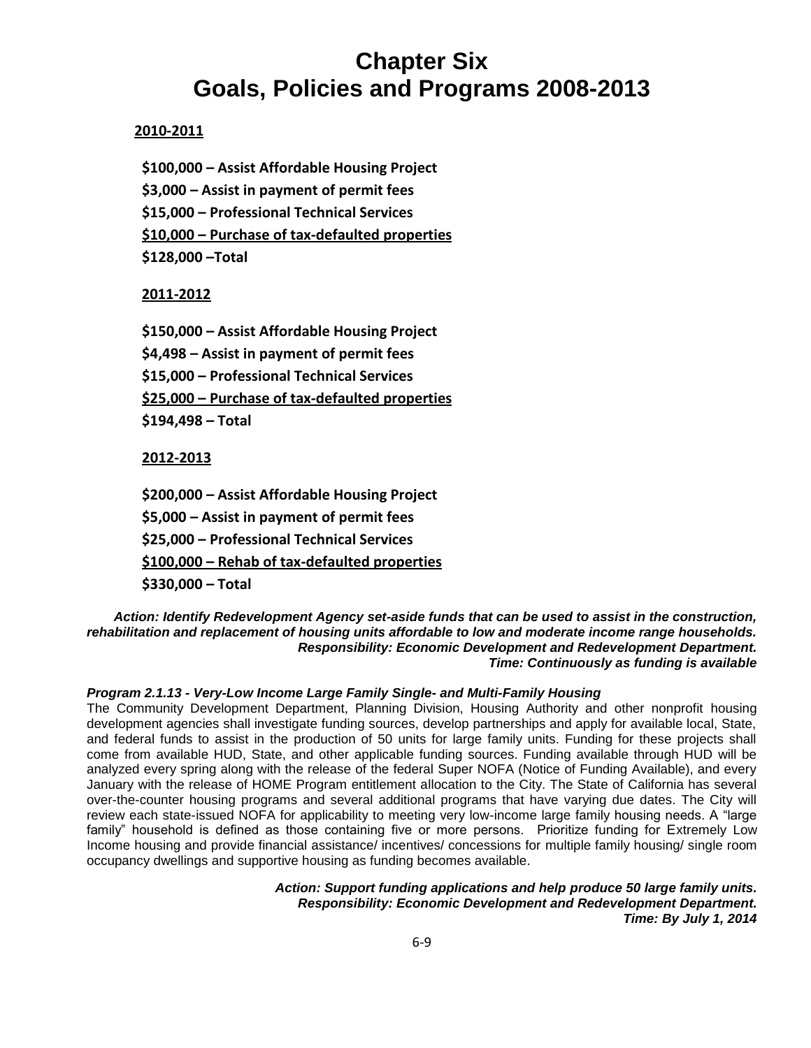# Chapter Six
# Goals, Policies and Programs 2008-2013

**2010-2011**

**$100,000 – Assist Affordable Housing Project**

**$3,000 – Assist in payment of permit fees**

**$15,000 – Professional Technical Services**

**$10,000 – Purchase of tax-defaulted properties**

**$128,000 –Total**

**2011-2012**

**$150,000 – Assist Affordable Housing Project**

**$4,498 – Assist in payment of permit fees**

**$15,000 – Professional Technical Services**

**$25,000 – Purchase of tax-defaulted properties**

**$194,498 – Total**

**2012-2013**

**$200,000 – Assist Affordable Housing Project**

**$5,000 – Assist in payment of permit fees**

**$25,000 – Professional Technical Services**

**$100,000 – Rehab of tax-defaulted properties**

**$330,000 – Total**

***Action: Identify Redevelopment Agency set-aside funds that can be used to assist in the construction, rehabilitation and replacement of housing units affordable to low and moderate income range households.***
***Responsibility: Economic Development and Redevelopment Department.***
***Time: Continuously as funding is available***

***Program 2.1.13 - Very-Low Income Large Family Single- and Multi-Family Housing***

The Community Development Department, Planning Division, Housing Authority and other nonprofit housing development agencies shall investigate funding sources, develop partnerships and apply for available local, State, and federal funds to assist in the production of 50 units for large family units. Funding for these projects shall come from available HUD, State, and other applicable funding sources. Funding available through HUD will be analyzed every spring along with the release of the federal Super NOFA (Notice of Funding Available), and every January with the release of HOME Program entitlement allocation to the City. The State of California has several over-the-counter housing programs and several additional programs that have varying due dates. The City will review each state-issued NOFA for applicability to meeting very low-income large family housing needs. A "large family" household is defined as those containing five or more persons. Prioritize funding for Extremely Low Income housing and provide financial assistance/ incentives/ concessions for multiple family housing/ single room occupancy dwellings and supportive housing as funding becomes available.

***Action: Support funding applications and help produce 50 large family units.***
***Responsibility: Economic Development and Redevelopment Department.***
***Time: By July 1, 2014***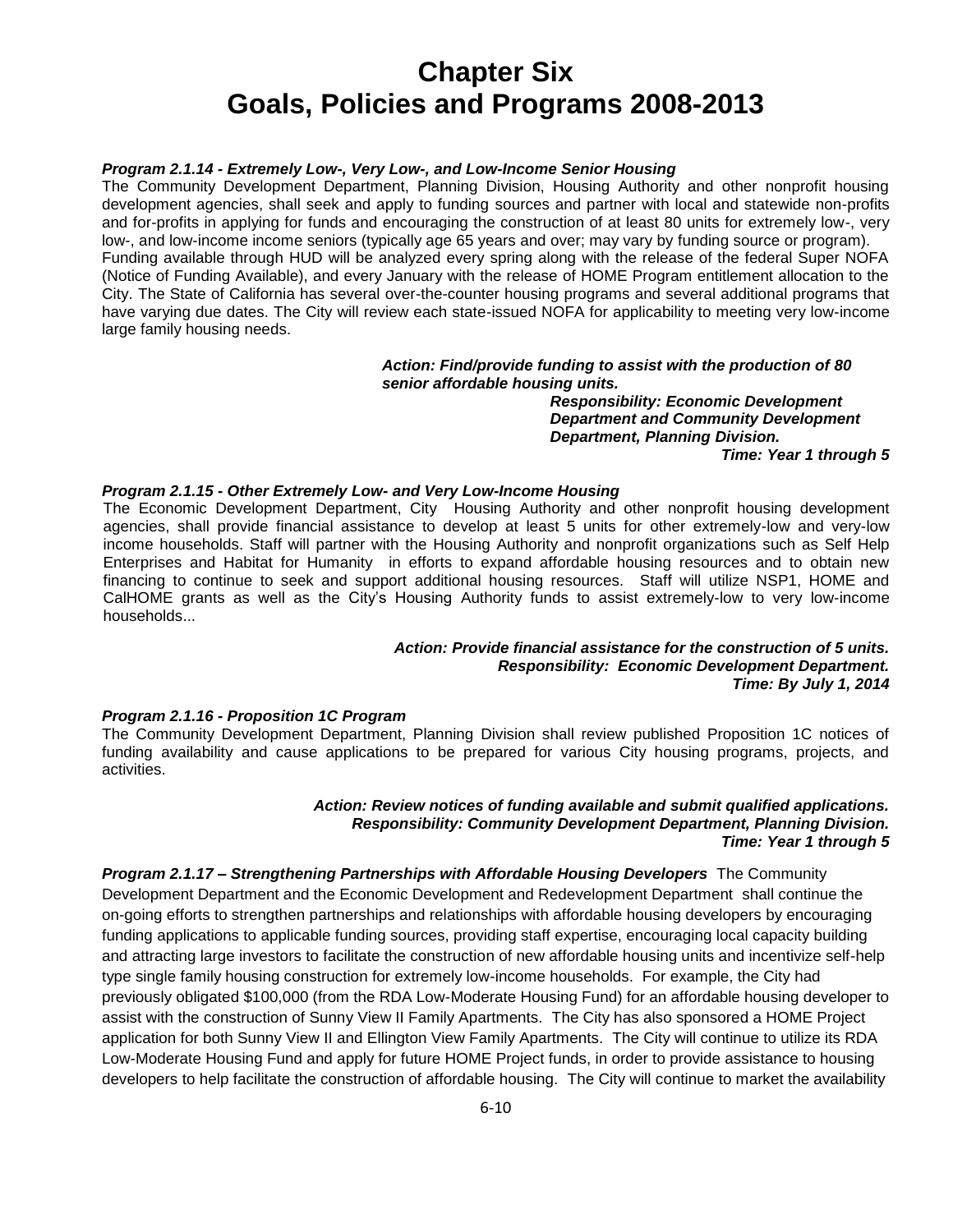# Chapter Six
# Goals, Policies and Programs 2008-2013

***Program 2.1.14 - Extremely Low-, Very Low-, and Low-Income Senior Housing***
The Community Development Department, Planning Division, Housing Authority and other nonprofit housing development agencies, shall seek and apply to funding sources and partner with local and statewide non-profits and for-profits in applying for funds and encouraging the construction of at least 80 units for extremely low-, very low-, and low-income income seniors (typically age 65 years and over; may vary by funding source or program). Funding available through HUD will be analyzed every spring along with the release of the federal Super NOFA (Notice of Funding Available), and every January with the release of HOME Program entitlement allocation to the City. The State of California has several over-the-counter housing programs and several additional programs that have varying due dates. The City will review each state-issued NOFA for applicability to meeting very low-income large family housing needs.

***Action: Find/provide funding to assist with the production of 80 senior affordable housing units.***
***Responsibility: Economic Development Department and Community Development Department, Planning Division.***
***Time: Year 1 through 5***

***Program 2.1.15 - Other Extremely Low- and Very Low-Income Housing***
The Economic Development Department, City Housing Authority and other nonprofit housing development agencies, shall provide financial assistance to develop at least 5 units for other extremely-low and very-low income households. Staff will partner with the Housing Authority and nonprofit organizations such as Self Help Enterprises and Habitat for Humanity in efforts to expand affordable housing resources and to obtain new financing to continue to seek and support additional housing resources. Staff will utilize NSP1, HOME and CalHOME grants as well as the City's Housing Authority funds to assist extremely-low to very low-income households...

***Action: Provide financial assistance for the construction of 5 units.***
***Responsibility: Economic Development Department.***
***Time: By July 1, 2014***

***Program 2.1.16 - Proposition 1C Program***
The Community Development Department, Planning Division shall review published Proposition 1C notices of funding availability and cause applications to be prepared for various City housing programs, projects, and activities.

***Action: Review notices of funding available and submit qualified applications.***
***Responsibility: Community Development Department, Planning Division.***
***Time: Year 1 through 5***

***Program 2.1.17 – Strengthening Partnerships with Affordable Housing Developers*** The Community Development Department and the Economic Development and Redevelopment Department shall continue the on-going efforts to strengthen partnerships and relationships with affordable housing developers by encouraging funding applications to applicable funding sources, providing staff expertise, encouraging local capacity building and attracting large investors to facilitate the construction of new affordable housing units and incentivize self-help type single family housing construction for extremely low-income households. For example, the City had previously obligated $100,000 (from the RDA Low-Moderate Housing Fund) for an affordable housing developer to assist with the construction of Sunny View II Family Apartments. The City has also sponsored a HOME Project application for both Sunny View II and Ellington View Family Apartments. The City will continue to utilize its RDA Low-Moderate Housing Fund and apply for future HOME Project funds, in order to provide assistance to housing developers to help facilitate the construction of affordable housing. The City will continue to market the availability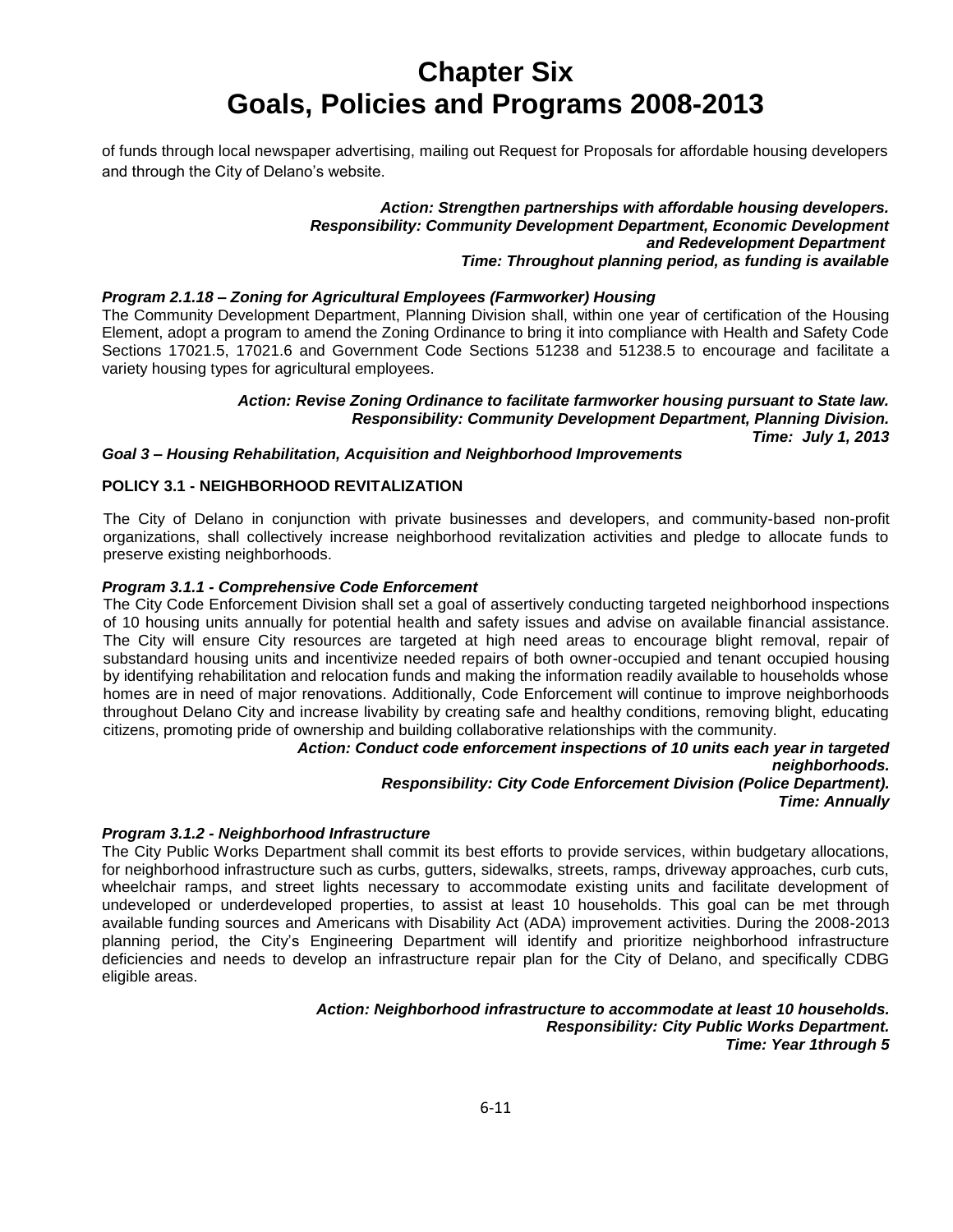of funds through local newspaper advertising, mailing out Request for Proposals for affordable housing developers and through the City of Delano's website.

***Action: Strengthen partnerships with affordable housing developers.***
***Responsibility: Community Development Department, Economic Development and Redevelopment Department***
***Time: Throughout planning period, as funding is available***

#### *Program 2.1.18 – Zoning for Agricultural Employees (Farmworker) Housing*

The Community Development Department, Planning Division shall, within one year of certification of the Housing Element, adopt a program to amend the Zoning Ordinance to bring it into compliance with Health and Safety Code Sections 17021.5, 17021.6 and Government Code Sections 51238 and 51238.5 to encourage and facilitate a variety housing types for agricultural employees.

***Action: Revise Zoning Ordinance to facilitate farmworker housing pursuant to State law.***
***Responsibility: Community Development Department, Planning Division.***
***Time: July 1, 2013***

### *Goal 3 – Housing Rehabilitation, Acquisition and Neighborhood Improvements*

#### POLICY 3.1 - NEIGHBORHOOD REVITALIZATION

The City of Delano in conjunction with private businesses and developers, and community-based non-profit organizations, shall collectively increase neighborhood revitalization activities and pledge to allocate funds to preserve existing neighborhoods.

#### *Program 3.1.1 - Comprehensive Code Enforcement*

The City Code Enforcement Division shall set a goal of assertively conducting targeted neighborhood inspections of 10 housing units annually for potential health and safety issues and advise on available financial assistance. The City will ensure City resources are targeted at high need areas to encourage blight removal, repair of substandard housing units and incentivize needed repairs of both owner-occupied and tenant occupied housing by identifying rehabilitation and relocation funds and making the information readily available to households whose homes are in need of major renovations. Additionally, Code Enforcement will continue to improve neighborhoods throughout Delano City and increase livability by creating safe and healthy conditions, removing blight, educating citizens, promoting pride of ownership and building collaborative relationships with the community.

***Action: Conduct code enforcement inspections of 10 units each year in targeted neighborhoods.***
***Responsibility: City Code Enforcement Division (Police Department).***
***Time: Annually***

#### *Program 3.1.2 - Neighborhood Infrastructure*

The City Public Works Department shall commit its best efforts to provide services, within budgetary allocations, for neighborhood infrastructure such as curbs, gutters, sidewalks, streets, ramps, driveway approaches, curb cuts, wheelchair ramps, and street lights necessary to accommodate existing units and facilitate development of undeveloped or underdeveloped properties, to assist at least 10 households. This goal can be met through available funding sources and Americans with Disability Act (ADA) improvement activities. During the 2008-2013 planning period, the City's Engineering Department will identify and prioritize neighborhood infrastructure deficiencies and needs to develop an infrastructure repair plan for the City of Delano, and specifically CDBG eligible areas.

***Action: Neighborhood infrastructure to accommodate at least 10 households.***
***Responsibility: City Public Works Department.***
***Time: Year 1through 5***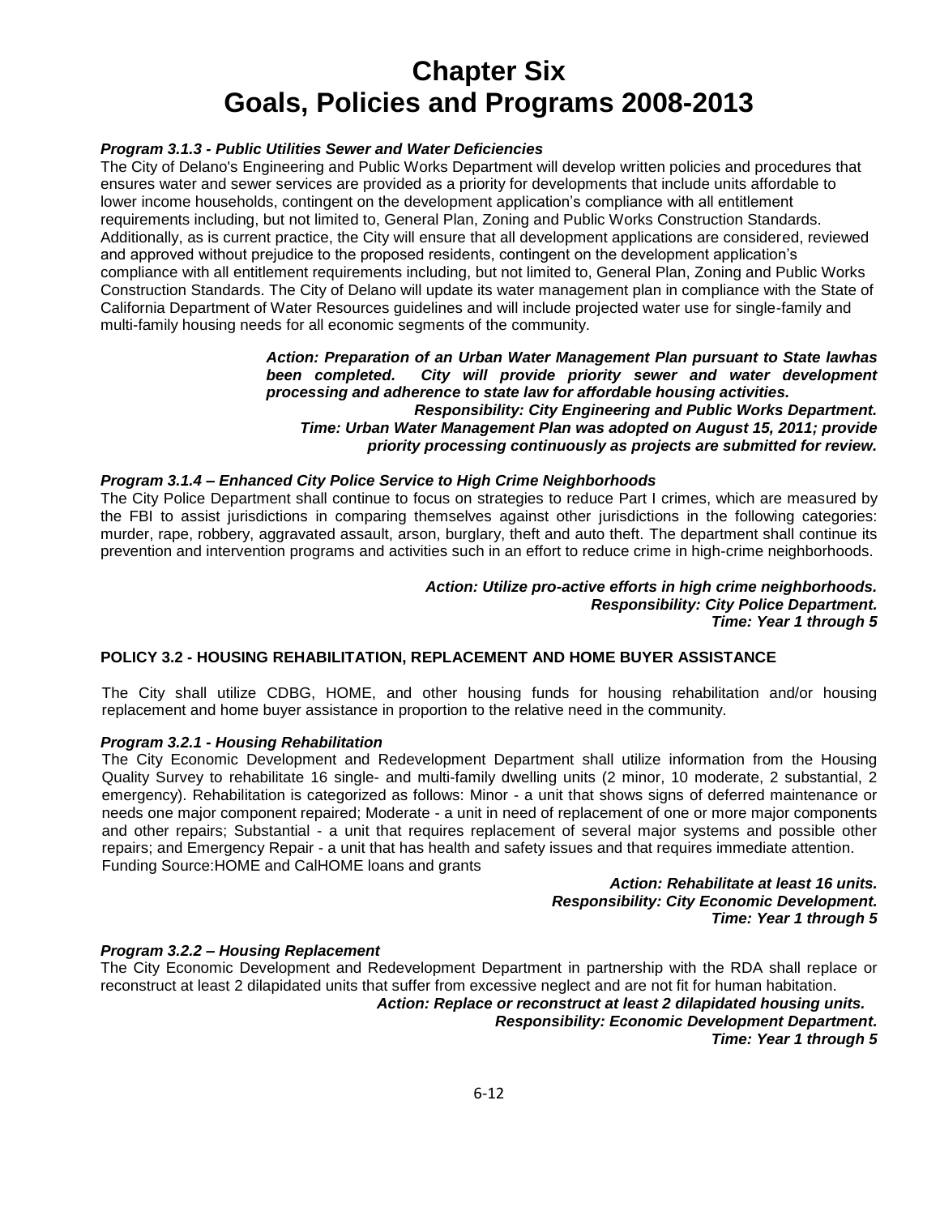# Chapter Six
# Goals, Policies and Programs 2008-2013

#### *Program 3.1.3 - Public Utilities Sewer and Water Deficiencies*

The City of Delano's Engineering and Public Works Department will develop written policies and procedures that ensures water and sewer services are provided as a priority for developments that include units affordable to lower income households, contingent on the development application's compliance with all entitlement requirements including, but not limited to, General Plan, Zoning and Public Works Construction Standards. Additionally, as is current practice, the City will ensure that all development applications are considered, reviewed and approved without prejudice to the proposed residents, contingent on the development application's compliance with all entitlement requirements including, but not limited to, General Plan, Zoning and Public Works Construction Standards. The City of Delano will update its water management plan in compliance with the State of California Department of Water Resources guidelines and will include projected water use for single-family and multi-family housing needs for all economic segments of the community.

> ***Action: Preparation of an Urban Water Management Plan pursuant to State lawhas been completed. City will provide priority sewer and water development processing and adherence to state law for affordable housing activities.***
> ***Responsibility: City Engineering and Public Works Department.***
> ***Time: Urban Water Management Plan was adopted on August 15, 2011; provide priority processing continuously as projects are submitted for review.***

#### *Program 3.1.4 – Enhanced City Police Service to High Crime Neighborhoods*

The City Police Department shall continue to focus on strategies to reduce Part I crimes, which are measured by the FBI to assist jurisdictions in comparing themselves against other jurisdictions in the following categories: murder, rape, robbery, aggravated assault, arson, burglary, theft and auto theft. The department shall continue its prevention and intervention programs and activities such in an effort to reduce crime in high-crime neighborhoods.

> ***Action: Utilize pro-active efforts in high crime neighborhoods.***
> ***Responsibility: City Police Department.***
> ***Time: Year 1 through 5***

### POLICY 3.2 - HOUSING REHABILITATION, REPLACEMENT AND HOME BUYER ASSISTANCE

The City shall utilize CDBG, HOME, and other housing funds for housing rehabilitation and/or housing replacement and home buyer assistance in proportion to the relative need in the community.

#### *Program 3.2.1 - Housing Rehabilitation*

The City Economic Development and Redevelopment Department shall utilize information from the Housing Quality Survey to rehabilitate 16 single- and multi-family dwelling units (2 minor, 10 moderate, 2 substantial, 2 emergency). Rehabilitation is categorized as follows: Minor - a unit that shows signs of deferred maintenance or needs one major component repaired; Moderate - a unit in need of replacement of one or more major components and other repairs; Substantial - a unit that requires replacement of several major systems and possible other repairs; and Emergency Repair - a unit that has health and safety issues and that requires immediate attention.
Funding Source:HOME and CalHOME loans and grants

> ***Action: Rehabilitate at least 16 units.***
> ***Responsibility: City Economic Development.***
> ***Time: Year 1 through 5***

#### *Program 3.2.2 – Housing Replacement*

The City Economic Development and Redevelopment Department in partnership with the RDA shall replace or reconstruct at least 2 dilapidated units that suffer from excessive neglect and are not fit for human habitation.

> ***Action: Replace or reconstruct at least 2 dilapidated housing units.***
> ***Responsibility: Economic Development Department.***
> ***Time: Year 1 through 5***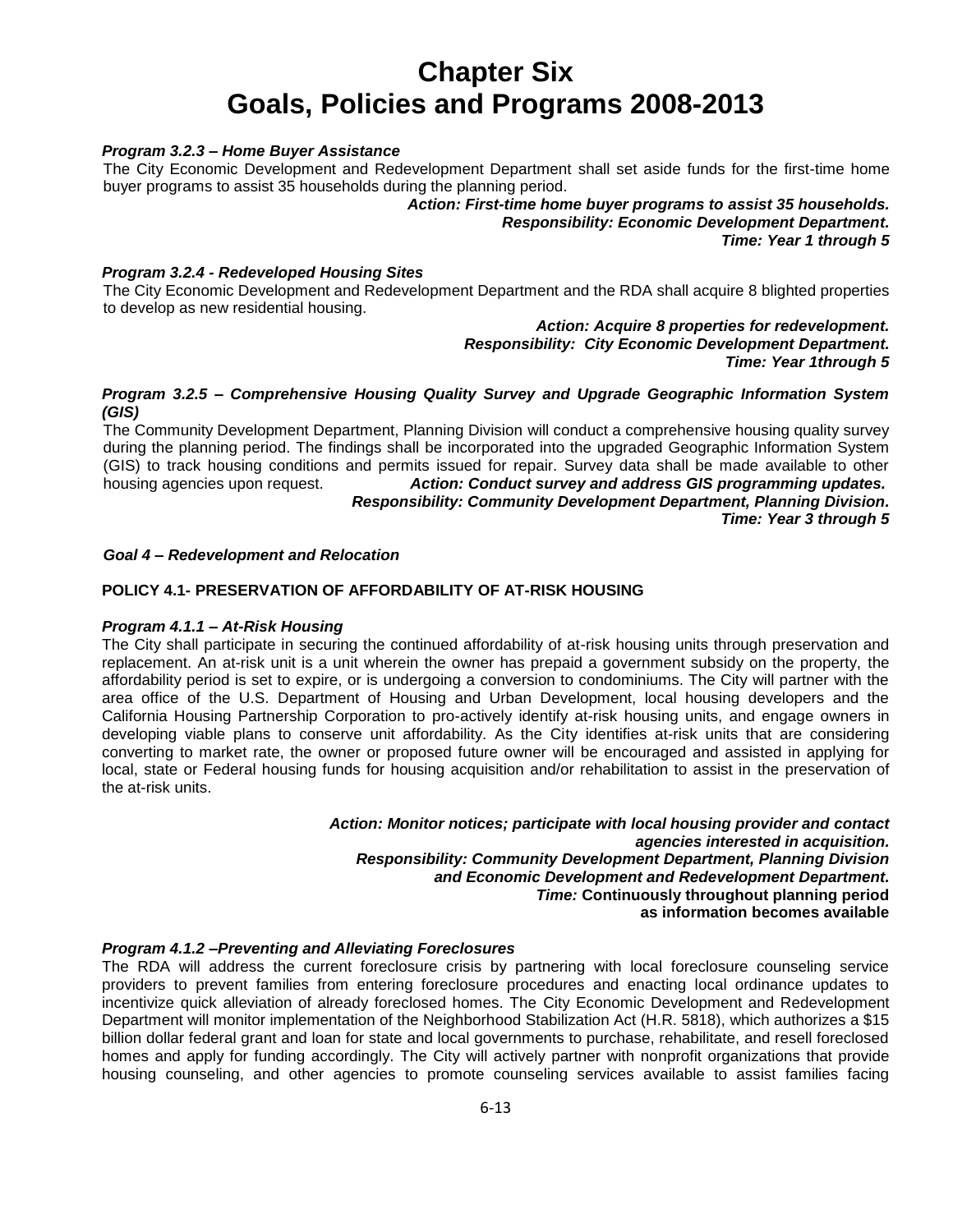# Chapter Six
# Goals, Policies and Programs 2008-2013

***Program 3.2.3 – Home Buyer Assistance***

The City Economic Development and Redevelopment Department shall set aside funds for the first-time home buyer programs to assist 35 households during the planning period.

***Action: First-time home buyer programs to assist 35 households.***
***Responsibility: Economic Development Department.***
***Time: Year 1 through 5***

***Program 3.2.4 - Redeveloped Housing Sites***

The City Economic Development and Redevelopment Department and the RDA shall acquire 8 blighted properties to develop as new residential housing.

***Action: Acquire 8 properties for redevelopment.***
***Responsibility: City Economic Development Department.***
***Time: Year 1through 5***

***Program 3.2.5 – Comprehensive Housing Quality Survey and Upgrade Geographic Information System (GIS)***

The Community Development Department, Planning Division will conduct a comprehensive housing quality survey during the planning period. The findings shall be incorporated into the upgraded Geographic Information System (GIS) to track housing conditions and permits issued for repair. Survey data shall be made available to other housing agencies upon request.

***Action: Conduct survey and address GIS programming updates.***
***Responsibility: Community Development Department, Planning Division.***
***Time: Year 3 through 5***

***Goal 4 – Redevelopment and Relocation***

**POLICY 4.1- PRESERVATION OF AFFORDABILITY OF AT-RISK HOUSING**

***Program 4.1.1 – At-Risk Housing***

The City shall participate in securing the continued affordability of at-risk housing units through preservation and replacement. An at-risk unit is a unit wherein the owner has prepaid a government subsidy on the property, the affordability period is set to expire, or is undergoing a conversion to condominiums. The City will partner with the area office of the U.S. Department of Housing and Urban Development, local housing developers and the California Housing Partnership Corporation to pro-actively identify at-risk housing units, and engage owners in developing viable plans to conserve unit affordability. As the City identifies at-risk units that are considering converting to market rate, the owner or proposed future owner will be encouraged and assisted in applying for local, state or Federal housing funds for housing acquisition and/or rehabilitation to assist in the preservation of the at-risk units.

***Action: Monitor notices; participate with local housing provider and contact agencies interested in acquisition.***
***Responsibility: Community Development Department, Planning Division and Economic Development and Redevelopment Department.***
***Time:* Continuously throughout planning period as information becomes available**

***Program 4.1.2 –Preventing and Alleviating Foreclosures***

The RDA will address the current foreclosure crisis by partnering with local foreclosure counseling service providers to prevent families from entering foreclosure procedures and enacting local ordinance updates to incentivize quick alleviation of already foreclosed homes. The City Economic Development and Redevelopment Department will monitor implementation of the Neighborhood Stabilization Act (H.R. 5818), which authorizes a $15 billion dollar federal grant and loan for state and local governments to purchase, rehabilitate, and resell foreclosed homes and apply for funding accordingly. The City will actively partner with nonprofit organizations that provide housing counseling, and other agencies to promote counseling services available to assist families facing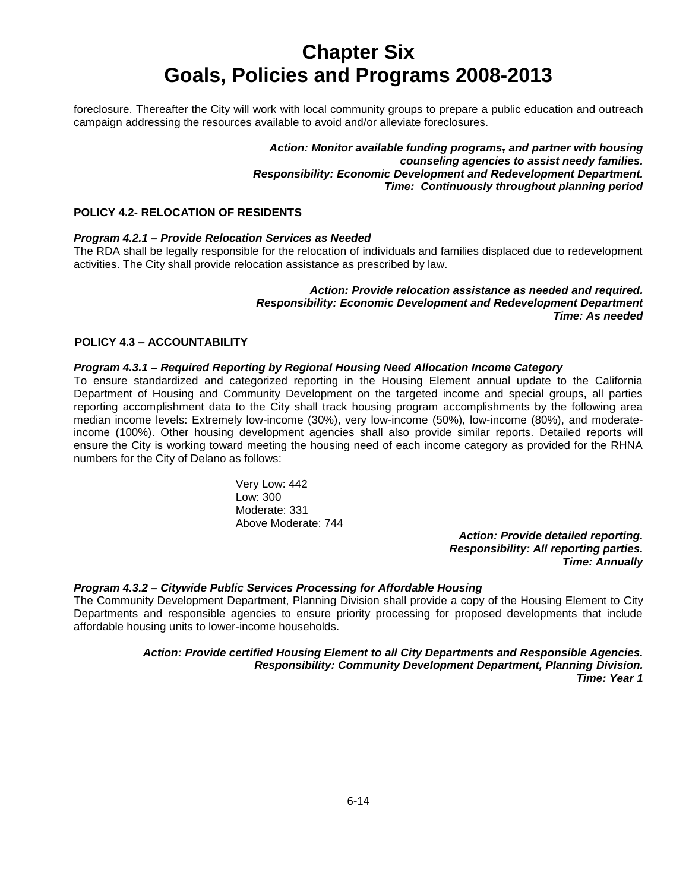foreclosure. Thereafter the City will work with local community groups to prepare a public education and outreach campaign addressing the resources available to avoid and/or alleviate foreclosures.

***Action: Monitor available funding programs, and partner with housing counseling agencies to assist needy families.***
***Responsibility: Economic Development and Redevelopment Department.***
***Time: Continuously throughout planning period***

**POLICY 4.2- RELOCATION OF RESIDENTS**

***Program 4.2.1 – Provide Relocation Services as Needed***

The RDA shall be legally responsible for the relocation of individuals and families displaced due to redevelopment activities. The City shall provide relocation assistance as prescribed by law.

***Action: Provide relocation assistance as needed and required.***
***Responsibility: Economic Development and Redevelopment Department***
***Time: As needed***

**POLICY 4.3 – ACCOUNTABILITY**

***Program 4.3.1 – Required Reporting by Regional Housing Need Allocation Income Category***

To ensure standardized and categorized reporting in the Housing Element annual update to the California Department of Housing and Community Development on the targeted income and special groups, all parties reporting accomplishment data to the City shall track housing program accomplishments by the following area median income levels: Extremely low-income (30%), very low-income (50%), low-income (80%), and moderate-income (100%). Other housing development agencies shall also provide similar reports. Detailed reports will ensure the City is working toward meeting the housing need of each income category as provided for the RHNA numbers for the City of Delano as follows:

Very Low: 442
Low: 300
Moderate: 331
Above Moderate: 744

***Action: Provide detailed reporting.***
***Responsibility: All reporting parties.***
***Time: Annually***

***Program 4.3.2 – Citywide Public Services Processing for Affordable Housing***

The Community Development Department, Planning Division shall provide a copy of the Housing Element to City Departments and responsible agencies to ensure priority processing for proposed developments that include affordable housing units to lower-income households.

***Action: Provide certified Housing Element to all City Departments and Responsible Agencies.***
***Responsibility: Community Development Department, Planning Division.***
***Time: Year 1***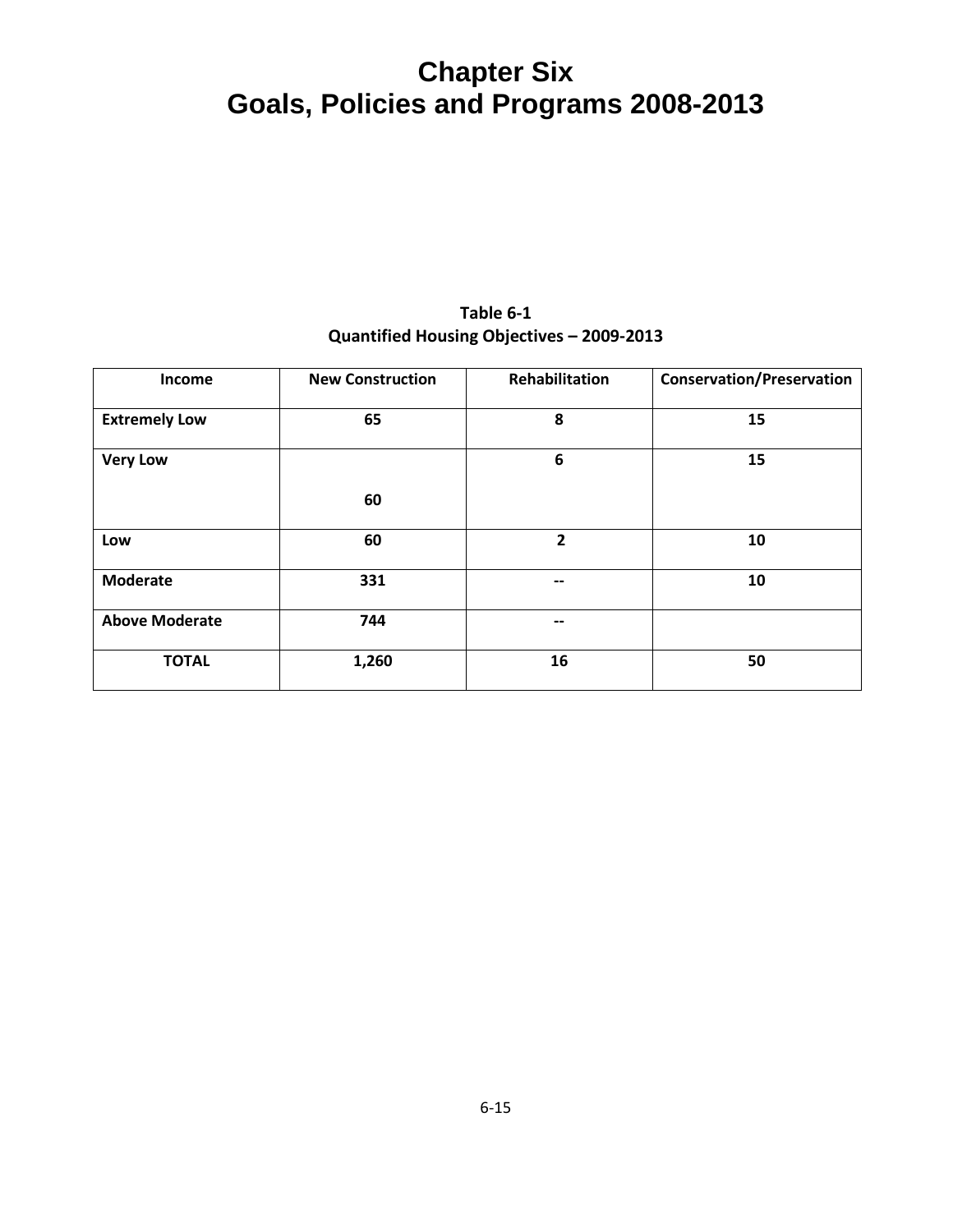# Chapter Six
# Goals, Policies and Programs 2008-2013

**Table 6-1**
**Quantified Housing Objectives – 2009-2013**

| Income | New Construction | Rehabilitation | Conservation/Preservation |
|---|---|---|---|
| **Extremely Low** | **65** | **8** | **15** |
| **Very Low** | **60** | **6** | **15** |
| **Low** | **60** | **2** | **10** |
| **Moderate** | **331** | **--** | **10** |
| **Above Moderate** | **744** | **--** | |
| **TOTAL** | **1,260** | **16** | **50** |